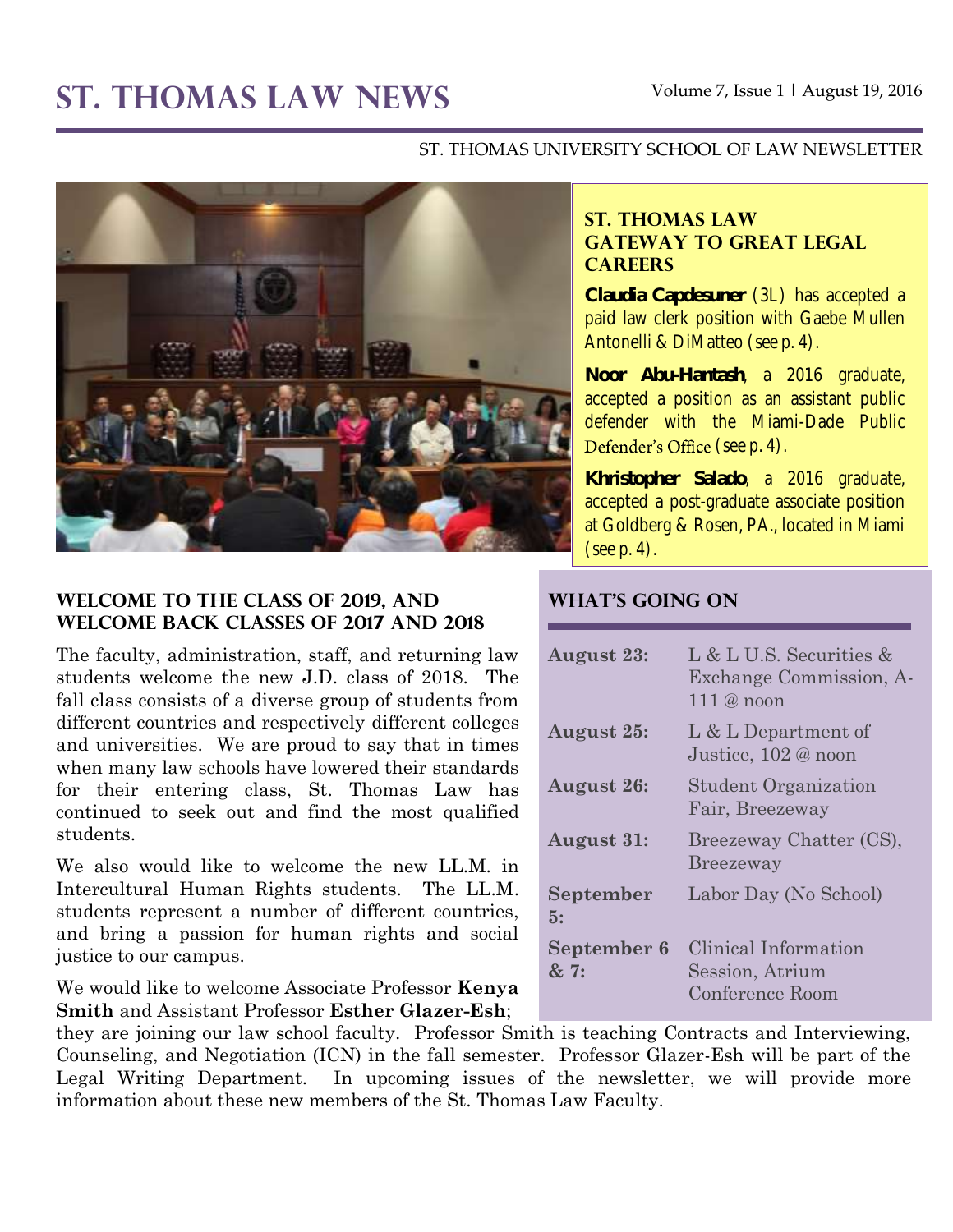# ST. THOMAS LAW NEWS

Volume 7, Issue 1 | August 19, 2016

ST. THOMAS UNIVERSITY SCHOOL OF LAW NEWSLETTER

## ST. THOMAS LAW GATEWAY TO GREAT LEGAL CAREERS

**Claudia Capdesuner** (3L) has accepted a paid law clerk position with Gaebe Mullen Antonelli & DiMatteo (see p. 4).

**Noor Abu-Hantash**, a 2016 graduate, accepted a position as an assistant public defender with the Miami-Dade Public Defender's Office (see p. 4).

**Khristopher Salado**, a 2016 graduate, accepted a post-graduate associate position at Goldberg & Rosen, PA., located in Miami (see p. 4).

## WELCOME TO THE CLASS OF 2019, AND WELCOME BACK CLASSES OF 2017 AND 2018

The faculty, administration, staff, and returning law students welcome the new J.D. class of 2018. The fall class consists of a diverse group of students from different countries and respectively different colleges and universities. We are proud to say that in times when many law schools have lowered their standards for their entering class, St. Thomas Law has continued to seek out and find the most qualified students.

We also would like to welcome the new LL.M. in Intercultural Human Rights students. The LL.M. students represent a number of different countries, and bring a passion for human rights and social justice to our campus.

We would like to welcome Associate Professor **Kenya Smith** and Assistant Professor **Esther Glazer-Esh**; they are joining our law school faculty. Professor Smith is teaching Contracts and Interviewing, Counseling, and Negotiation (ICN) in the fall semester. Professor Glazer-Esh will be part of the Legal Writing Department. In upcoming issues of the newsletter, we will provide more information about these new members of the St. Thomas Law Faculty.

## WHAT'S GOING ON

| Date | Event |
| --- | --- |
| **August 23:** | L & L U.S. Securities & Exchange Commission, A-111 @ noon |
| **August 25:** | L & L Department of Justice, 102 @ noon |
| **August 26:** | Student Organization Fair, Breezeway |
| **August 31:** | Breezeway Chatter (CS), Breezeway |
| **September 5:** | Labor Day (No School) |
| **September 6 & 7:** | Clinical Information Session, Atrium Conference Room |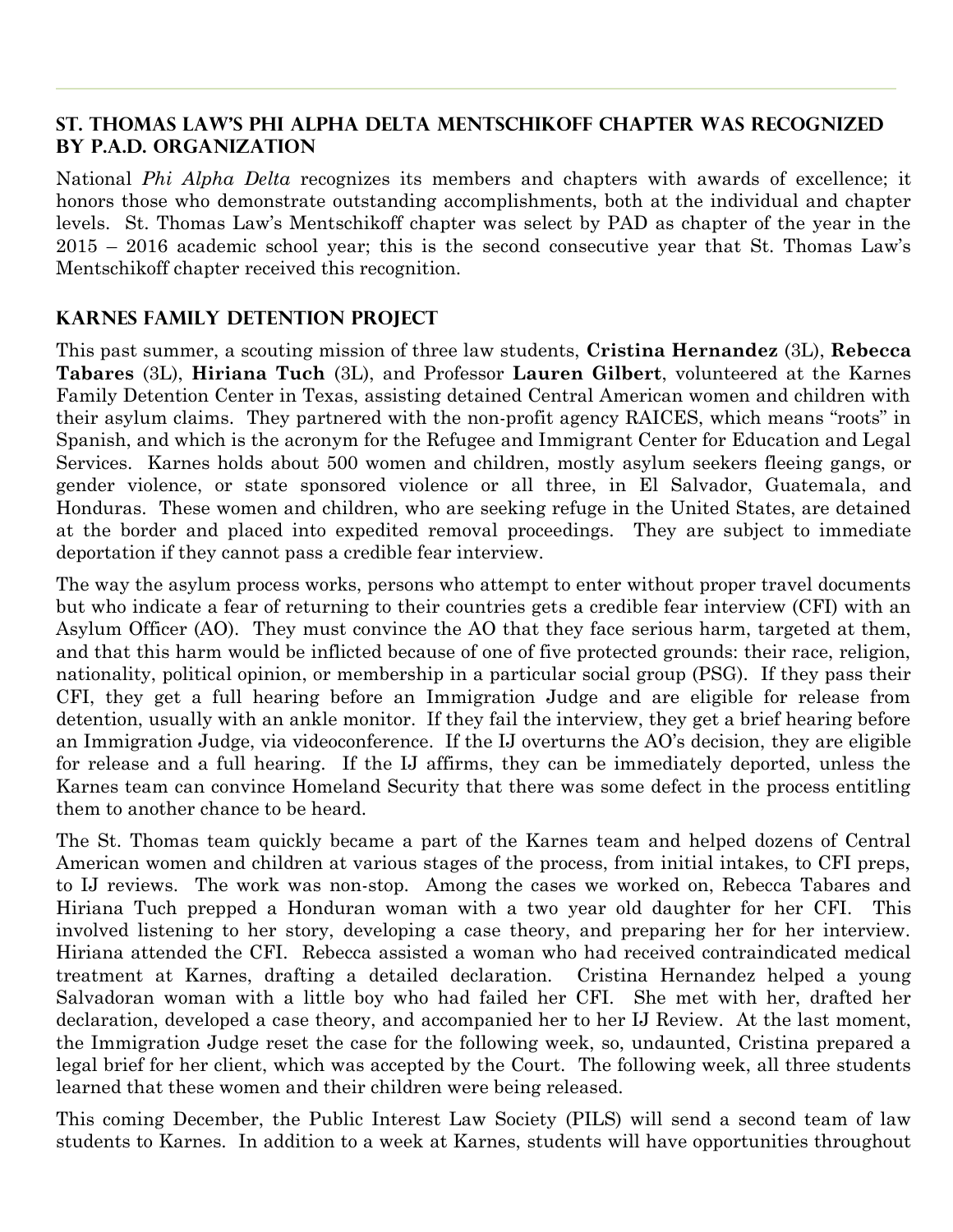## ST. THOMAS LAW'S PHI ALPHA DELTA MENTSCHIKOFF CHAPTER WAS RECOGNIZED BY P.A.D. ORGANIZATION

National *Phi Alpha Delta* recognizes its members and chapters with awards of excellence; it honors those who demonstrate outstanding accomplishments, both at the individual and chapter levels. St. Thomas Law's Mentschikoff chapter was select by PAD as chapter of the year in the 2015 – 2016 academic school year; this is the second consecutive year that St. Thomas Law's Mentschikoff chapter received this recognition.

## KARNES FAMILY DETENTION PROJECT

This past summer, a scouting mission of three law students, **Cristina Hernandez** (3L), **Rebecca Tabares** (3L), **Hiriana Tuch** (3L), and Professor **Lauren Gilbert**, volunteered at the Karnes Family Detention Center in Texas, assisting detained Central American women and children with their asylum claims. They partnered with the non-profit agency RAICES, which means "roots" in Spanish, and which is the acronym for the Refugee and Immigrant Center for Education and Legal Services. Karnes holds about 500 women and children, mostly asylum seekers fleeing gangs, or gender violence, or state sponsored violence or all three, in El Salvador, Guatemala, and Honduras. These women and children, who are seeking refuge in the United States, are detained at the border and placed into expedited removal proceedings. They are subject to immediate deportation if they cannot pass a credible fear interview.

The way the asylum process works, persons who attempt to enter without proper travel documents but who indicate a fear of returning to their countries gets a credible fear interview (CFI) with an Asylum Officer (AO). They must convince the AO that they face serious harm, targeted at them, and that this harm would be inflicted because of one of five protected grounds: their race, religion, nationality, political opinion, or membership in a particular social group (PSG). If they pass their CFI, they get a full hearing before an Immigration Judge and are eligible for release from detention, usually with an ankle monitor. If they fail the interview, they get a brief hearing before an Immigration Judge, via videoconference. If the IJ overturns the AO's decision, they are eligible for release and a full hearing. If the IJ affirms, they can be immediately deported, unless the Karnes team can convince Homeland Security that there was some defect in the process entitling them to another chance to be heard.

The St. Thomas team quickly became a part of the Karnes team and helped dozens of Central American women and children at various stages of the process, from initial intakes, to CFI preps, to IJ reviews. The work was non-stop. Among the cases we worked on, Rebecca Tabares and Hiriana Tuch prepped a Honduran woman with a two year old daughter for her CFI. This involved listening to her story, developing a case theory, and preparing her for her interview. Hiriana attended the CFI. Rebecca assisted a woman who had received contraindicated medical treatment at Karnes, drafting a detailed declaration. Cristina Hernandez helped a young Salvadoran woman with a little boy who had failed her CFI. She met with her, drafted her declaration, developed a case theory, and accompanied her to her IJ Review. At the last moment, the Immigration Judge reset the case for the following week, so, undaunted, Cristina prepared a legal brief for her client, which was accepted by the Court. The following week, all three students learned that these women and their children were being released.

This coming December, the Public Interest Law Society (PILS) will send a second team of law students to Karnes. In addition to a week at Karnes, students will have opportunities throughout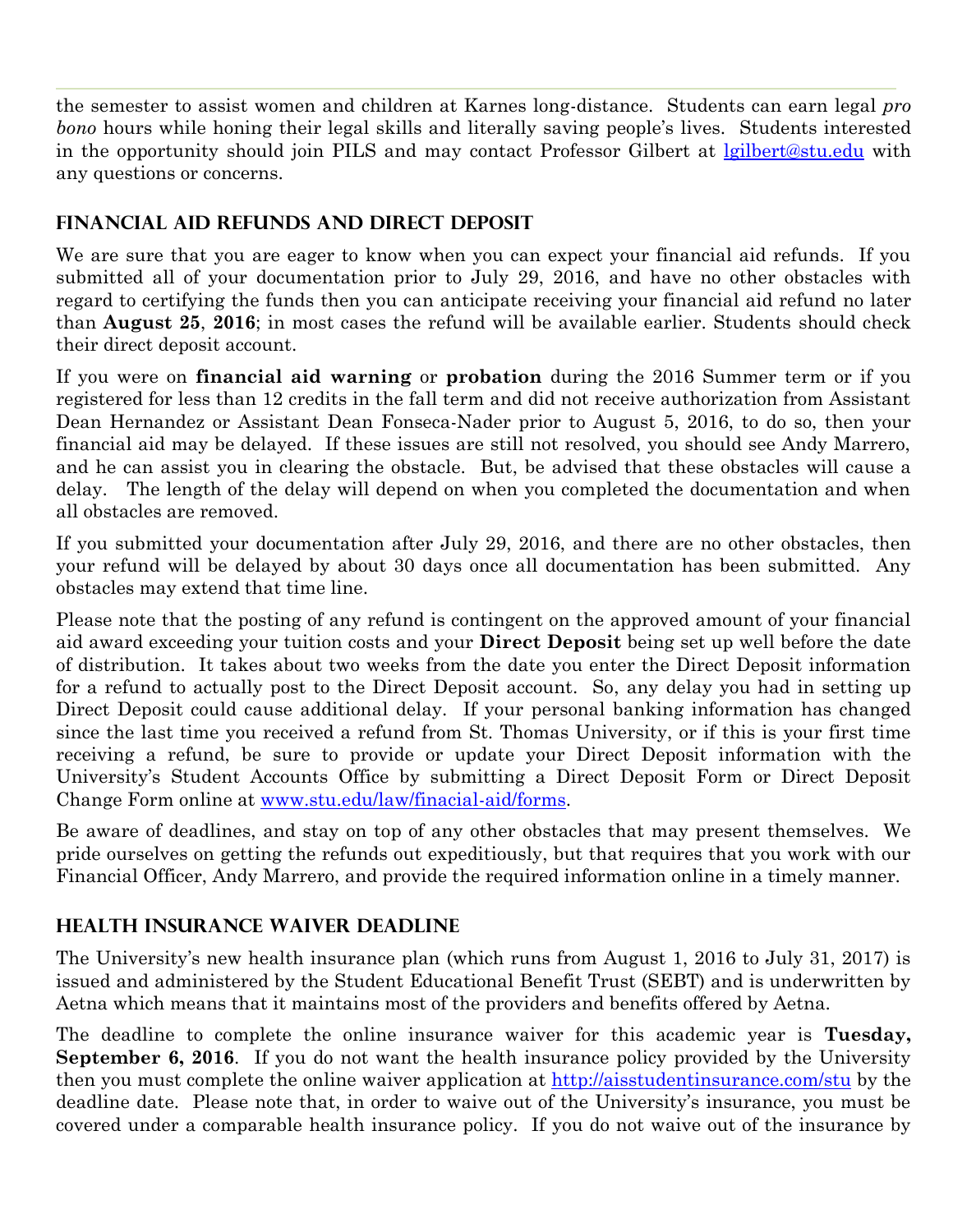the semester to assist women and children at Karnes long-distance. Students can earn legal *pro bono* hours while honing their legal skills and literally saving people's lives. Students interested in the opportunity should join PILS and may contact Professor Gilbert at lgilbert@stu.edu with any questions or concerns.

## Financial Aid Refunds and Direct Deposit

We are sure that you are eager to know when you can expect your financial aid refunds. If you submitted all of your documentation prior to July 29, 2016, and have no other obstacles with regard to certifying the funds then you can anticipate receiving your financial aid refund no later than **August 25**, **2016**; in most cases the refund will be available earlier. Students should check their direct deposit account.

If you were on **financial aid warning** or **probation** during the 2016 Summer term or if you registered for less than 12 credits in the fall term and did not receive authorization from Assistant Dean Hernandez or Assistant Dean Fonseca-Nader prior to August 5, 2016, to do so, then your financial aid may be delayed. If these issues are still not resolved, you should see Andy Marrero, and he can assist you in clearing the obstacle. But, be advised that these obstacles will cause a delay. The length of the delay will depend on when you completed the documentation and when all obstacles are removed.

If you submitted your documentation after July 29, 2016, and there are no other obstacles, then your refund will be delayed by about 30 days once all documentation has been submitted. Any obstacles may extend that time line.

Please note that the posting of any refund is contingent on the approved amount of your financial aid award exceeding your tuition costs and your **Direct Deposit** being set up well before the date of distribution. It takes about two weeks from the date you enter the Direct Deposit information for a refund to actually post to the Direct Deposit account. So, any delay you had in setting up Direct Deposit could cause additional delay. If your personal banking information has changed since the last time you received a refund from St. Thomas University, or if this is your first time receiving a refund, be sure to provide or update your Direct Deposit information with the University's Student Accounts Office by submitting a Direct Deposit Form or Direct Deposit Change Form online at www.stu.edu/law/finacial-aid/forms.

Be aware of deadlines, and stay on top of any other obstacles that may present themselves. We pride ourselves on getting the refunds out expeditiously, but that requires that you work with our Financial Officer, Andy Marrero, and provide the required information online in a timely manner.

## Health Insurance Waiver Deadline

The University's new health insurance plan (which runs from August 1, 2016 to July 31, 2017) is issued and administered by the Student Educational Benefit Trust (SEBT) and is underwritten by Aetna which means that it maintains most of the providers and benefits offered by Aetna.

The deadline to complete the online insurance waiver for this academic year is **Tuesday, September 6, 2016**. If you do not want the health insurance policy provided by the University then you must complete the online waiver application at http://aisstudentinsurance.com/stu by the deadline date. Please note that, in order to waive out of the University's insurance, you must be covered under a comparable health insurance policy. If you do not waive out of the insurance by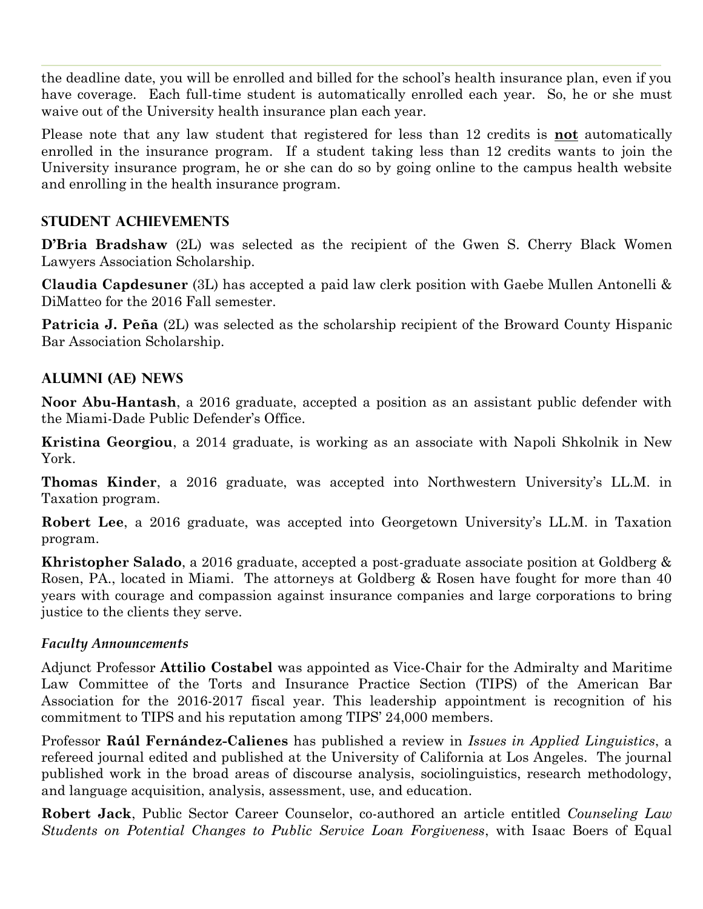the deadline date, you will be enrolled and billed for the school's health insurance plan, even if you have coverage. Each full-time student is automatically enrolled each year. So, he or she must waive out of the University health insurance plan each year.

Please note that any law student that registered for less than 12 credits is **not** automatically enrolled in the insurance program. If a student taking less than 12 credits wants to join the University insurance program, he or she can do so by going online to the campus health website and enrolling in the health insurance program.

## STUDENT ACHIEVEMENTS

**D'Bria Bradshaw** (2L) was selected as the recipient of the Gwen S. Cherry Black Women Lawyers Association Scholarship.

**Claudia Capdesuner** (3L) has accepted a paid law clerk position with Gaebe Mullen Antonelli & DiMatteo for the 2016 Fall semester.

**Patricia J. Peña** (2L) was selected as the scholarship recipient of the Broward County Hispanic Bar Association Scholarship.

## ALUMNI (AE) NEWS

**Noor Abu-Hantash**, a 2016 graduate, accepted a position as an assistant public defender with the Miami-Dade Public Defender's Office.

**Kristina Georgiou**, a 2014 graduate, is working as an associate with Napoli Shkolnik in New York.

**Thomas Kinder**, a 2016 graduate, was accepted into Northwestern University's LL.M. in Taxation program.

**Robert Lee**, a 2016 graduate, was accepted into Georgetown University's LL.M. in Taxation program.

**Khristopher Salado**, a 2016 graduate, accepted a post-graduate associate position at Goldberg & Rosen, PA., located in Miami. The attorneys at Goldberg & Rosen have fought for more than 40 years with courage and compassion against insurance companies and large corporations to bring justice to the clients they serve.

### *Faculty Announcements*

Adjunct Professor **Attilio Costabel** was appointed as Vice-Chair for the Admiralty and Maritime Law Committee of the Torts and Insurance Practice Section (TIPS) of the American Bar Association for the 2016-2017 fiscal year. This leadership appointment is recognition of his commitment to TIPS and his reputation among TIPS' 24,000 members.

Professor **Raúl Fernández-Calienes** has published a review in *Issues in Applied Linguistics*, a refereed journal edited and published at the University of California at Los Angeles. The journal published work in the broad areas of discourse analysis, sociolinguistics, research methodology, and language acquisition, analysis, assessment, use, and education.

**Robert Jack**, Public Sector Career Counselor, co-authored an article entitled *Counseling Law Students on Potential Changes to Public Service Loan Forgiveness*, with Isaac Boers of Equal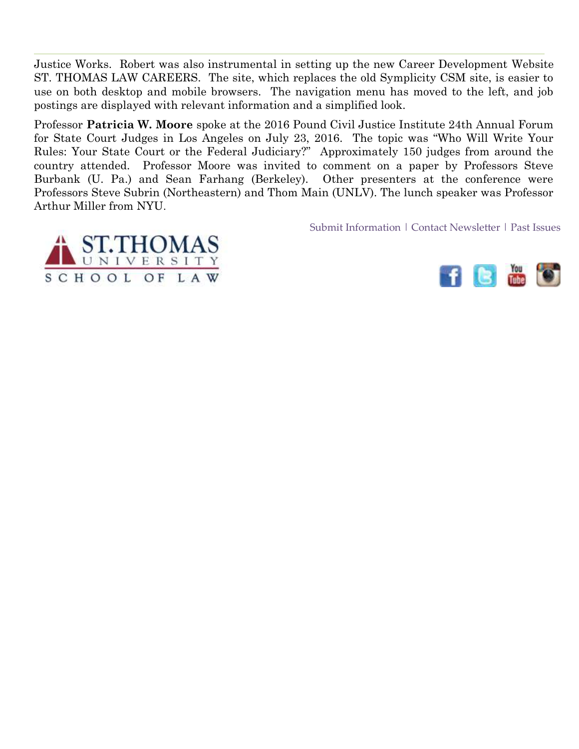Justice Works. Robert was also instrumental in setting up the new Career Development Website ST. THOMAS LAW CAREERS. The site, which replaces the old Symplicity CSM site, is easier to use on both desktop and mobile browsers. The navigation menu has moved to the left, and job postings are displayed with relevant information and a simplified look.

Professor **Patricia W. Moore** spoke at the 2016 Pound Civil Justice Institute 24th Annual Forum for State Court Judges in Los Angeles on July 23, 2016. The topic was "Who Will Write Your Rules: Your State Court or the Federal Judiciary?" Approximately 150 judges from around the country attended. Professor Moore was invited to comment on a paper by Professors Steve Burbank (U. Pa.) and Sean Farhang (Berkeley). Other presenters at the conference were Professors Steve Subrin (Northeastern) and Thom Main (UNLV). The lunch speaker was Professor Arthur Miller from NYU.

Submit Information | Contact Newsletter | Past Issues

ST. THOMAS UNIVERSITY SCHOOL OF LAW